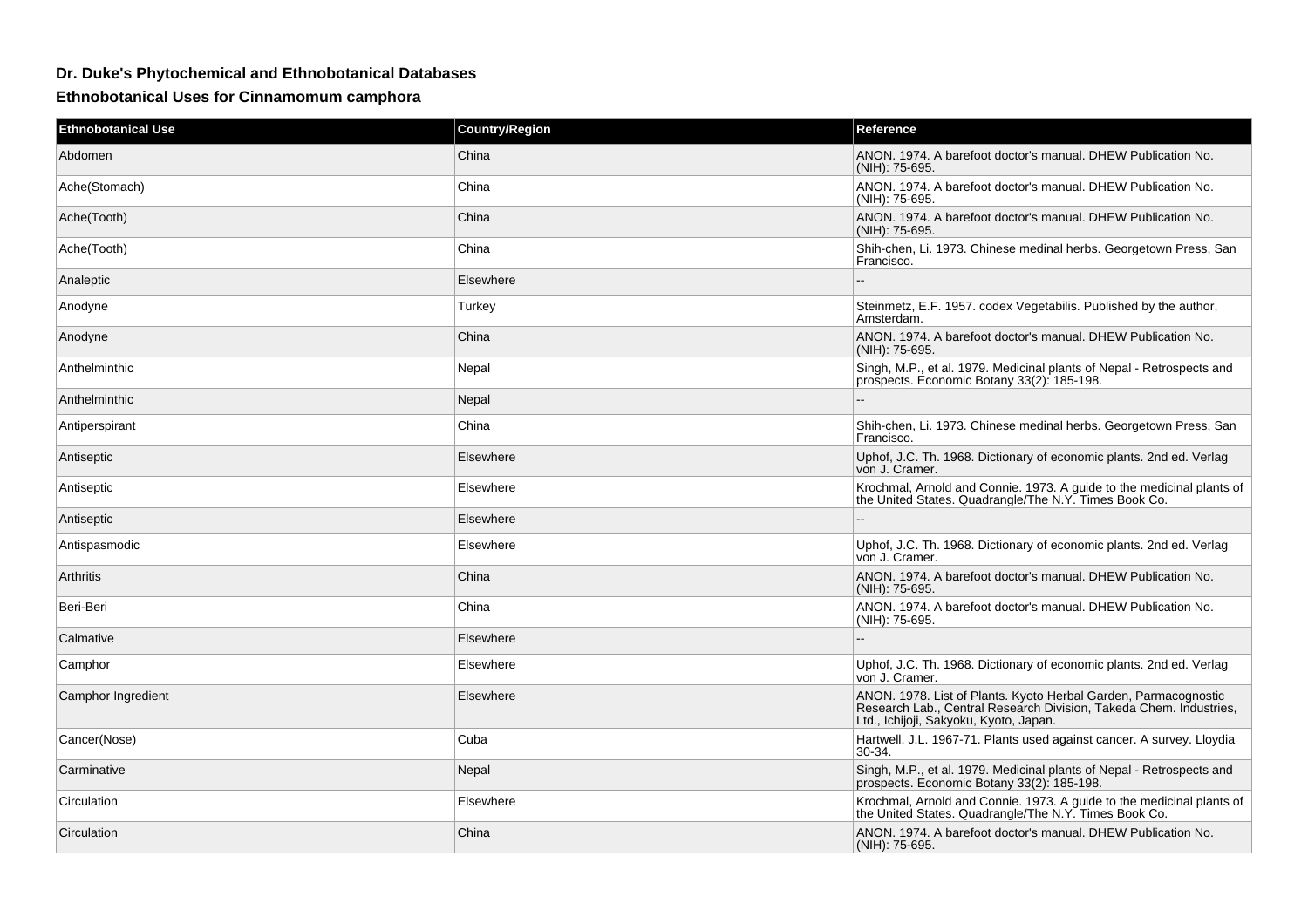# Dr. Duke's Phytochemical and Ethnobotanical Databases

## Ethnobotanical Uses for Cinnamomum camphora

| Ethnobotanical Use | Country/Region | Reference |
|---|---|---|
| Abdomen | China | ANON. 1974. A barefoot doctor's manual. DHEW Publication No. (NIH): 75-695. |
| Ache(Stomach) | China | ANON. 1974. A barefoot doctor's manual. DHEW Publication No. (NIH): 75-695. |
| Ache(Tooth) | China | ANON. 1974. A barefoot doctor's manual. DHEW Publication No. (NIH): 75-695. |
| Ache(Tooth) | China | Shih-chen, Li. 1973. Chinese medinal herbs. Georgetown Press, San Francisco. |
| Analeptic | Elsewhere | -- |
| Anodyne | Turkey | Steinmetz, E.F. 1957. codex Vegetabilis. Published by the author, Amsterdam. |
| Anodyne | China | ANON. 1974. A barefoot doctor's manual. DHEW Publication No. (NIH): 75-695. |
| Anthelminthic | Nepal | Singh, M.P., et al. 1979. Medicinal plants of Nepal - Retrospects and prospects. Economic Botany 33(2): 185-198. |
| Anthelminthic | Nepal | -- |
| Antiperspirant | China | Shih-chen, Li. 1973. Chinese medinal herbs. Georgetown Press, San Francisco. |
| Antiseptic | Elsewhere | Uphof, J.C. Th. 1968. Dictionary of economic plants. 2nd ed. Verlag von J. Cramer. |
| Antiseptic | Elsewhere | Krochmal, Arnold and Connie. 1973. A guide to the medicinal plants of the United States. Quadrangle/The N.Y. Times Book Co. |
| Antiseptic | Elsewhere | -- |
| Antispasmodic | Elsewhere | Uphof, J.C. Th. 1968. Dictionary of economic plants. 2nd ed. Verlag von J. Cramer. |
| Arthritis | China | ANON. 1974. A barefoot doctor's manual. DHEW Publication No. (NIH): 75-695. |
| Beri-Beri | China | ANON. 1974. A barefoot doctor's manual. DHEW Publication No. (NIH): 75-695. |
| Calmative | Elsewhere | -- |
| Camphor | Elsewhere | Uphof, J.C. Th. 1968. Dictionary of economic plants. 2nd ed. Verlag von J. Cramer. |
| Camphor Ingredient | Elsewhere | ANON. 1978. List of Plants. Kyoto Herbal Garden, Parmacognostic Research Lab., Central Research Division, Takeda Chem. Industries, Ltd., Ichijoji, Sakyoku, Kyoto, Japan. |
| Cancer(Nose) | Cuba | Hartwell, J.L. 1967-71. Plants used against cancer. A survey. Lloydia 30-34. |
| Carminative | Nepal | Singh, M.P., et al. 1979. Medicinal plants of Nepal - Retrospects and prospects. Economic Botany 33(2): 185-198. |
| Circulation | Elsewhere | Krochmal, Arnold and Connie. 1973. A guide to the medicinal plants of the United States. Quadrangle/The N.Y. Times Book Co. |
| Circulation | China | ANON. 1974. A barefoot doctor's manual. DHEW Publication No. (NIH): 75-695. |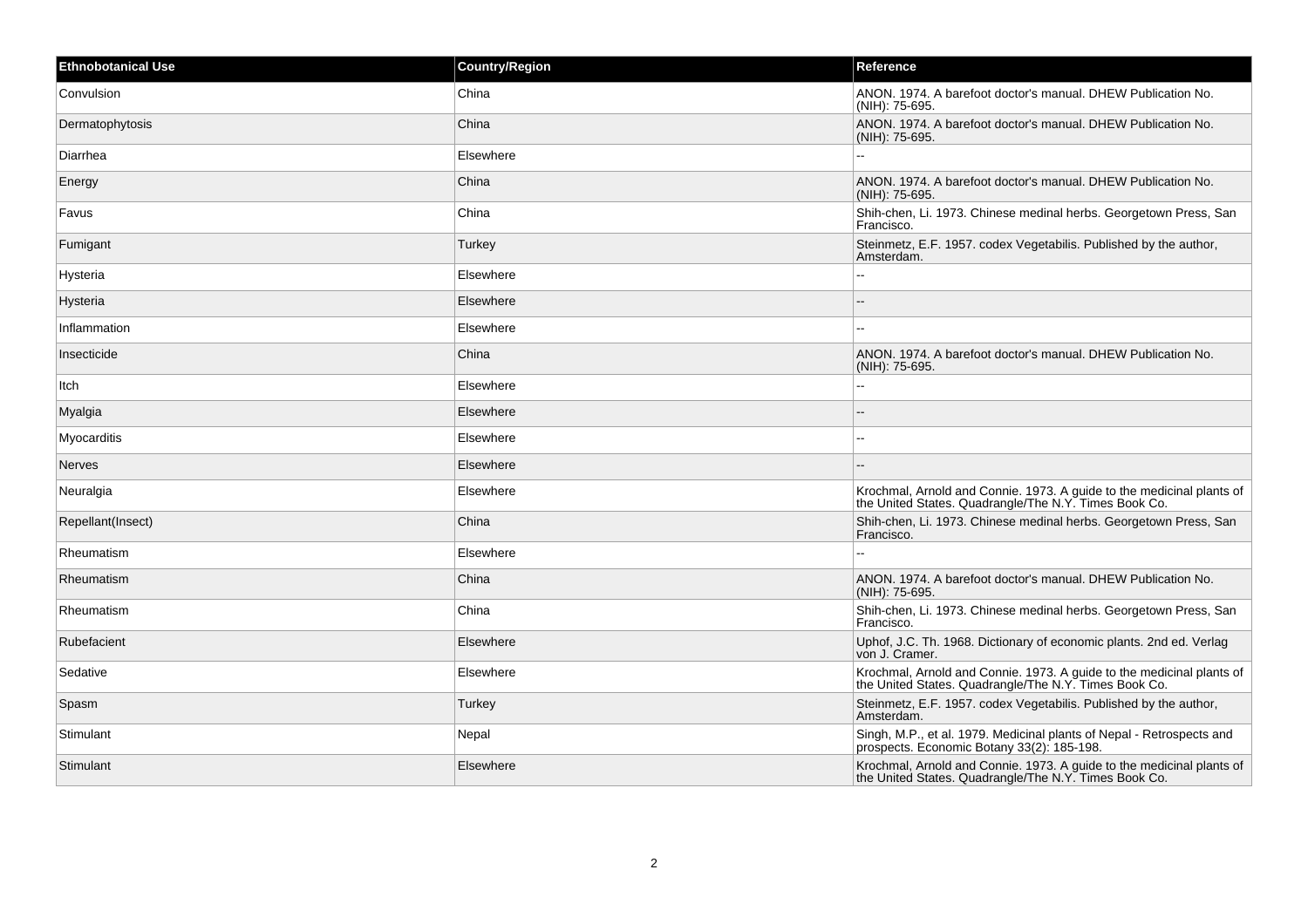| Ethnobotanical Use | Country/Region | Reference |
| --- | --- | --- |
| Convulsion | China | ANON. 1974. A barefoot doctor's manual. DHEW Publication No. (NIH): 75-695. |
| Dermatophytosis | China | ANON. 1974. A barefoot doctor's manual. DHEW Publication No. (NIH): 75-695. |
| Diarrhea | Elsewhere | -- |
| Energy | China | ANON. 1974. A barefoot doctor's manual. DHEW Publication No. (NIH): 75-695. |
| Favus | China | Shih-chen, Li. 1973. Chinese medinal herbs. Georgetown Press, San Francisco. |
| Fumigant | Turkey | Steinmetz, E.F. 1957. codex Vegetabilis. Published by the author, Amsterdam. |
| Hysteria | Elsewhere | -- |
| Hysteria | Elsewhere | -- |
| Inflammation | Elsewhere | -- |
| Insecticide | China | ANON. 1974. A barefoot doctor's manual. DHEW Publication No. (NIH): 75-695. |
| Itch | Elsewhere | -- |
| Myalgia | Elsewhere | -- |
| Myocarditis | Elsewhere | -- |
| Nerves | Elsewhere | -- |
| Neuralgia | Elsewhere | Krochmal, Arnold and Connie. 1973. A guide to the medicinal plants of the United States. Quadrangle/The N.Y. Times Book Co. |
| Repellant(Insect) | China | Shih-chen, Li. 1973. Chinese medinal herbs. Georgetown Press, San Francisco. |
| Rheumatism | Elsewhere | -- |
| Rheumatism | China | ANON. 1974. A barefoot doctor's manual. DHEW Publication No. (NIH): 75-695. |
| Rheumatism | China | Shih-chen, Li. 1973. Chinese medinal herbs. Georgetown Press, San Francisco. |
| Rubefacient | Elsewhere | Uphof, J.C. Th. 1968. Dictionary of economic plants. 2nd ed. Verlag von J. Cramer. |
| Sedative | Elsewhere | Krochmal, Arnold and Connie. 1973. A guide to the medicinal plants of the United States. Quadrangle/The N.Y. Times Book Co. |
| Spasm | Turkey | Steinmetz, E.F. 1957. codex Vegetabilis. Published by the author, Amsterdam. |
| Stimulant | Nepal | Singh, M.P., et al. 1979. Medicinal plants of Nepal - Retrospects and prospects. Economic Botany 33(2): 185-198. |
| Stimulant | Elsewhere | Krochmal, Arnold and Connie. 1973. A guide to the medicinal plants of the United States. Quadrangle/The N.Y. Times Book Co. |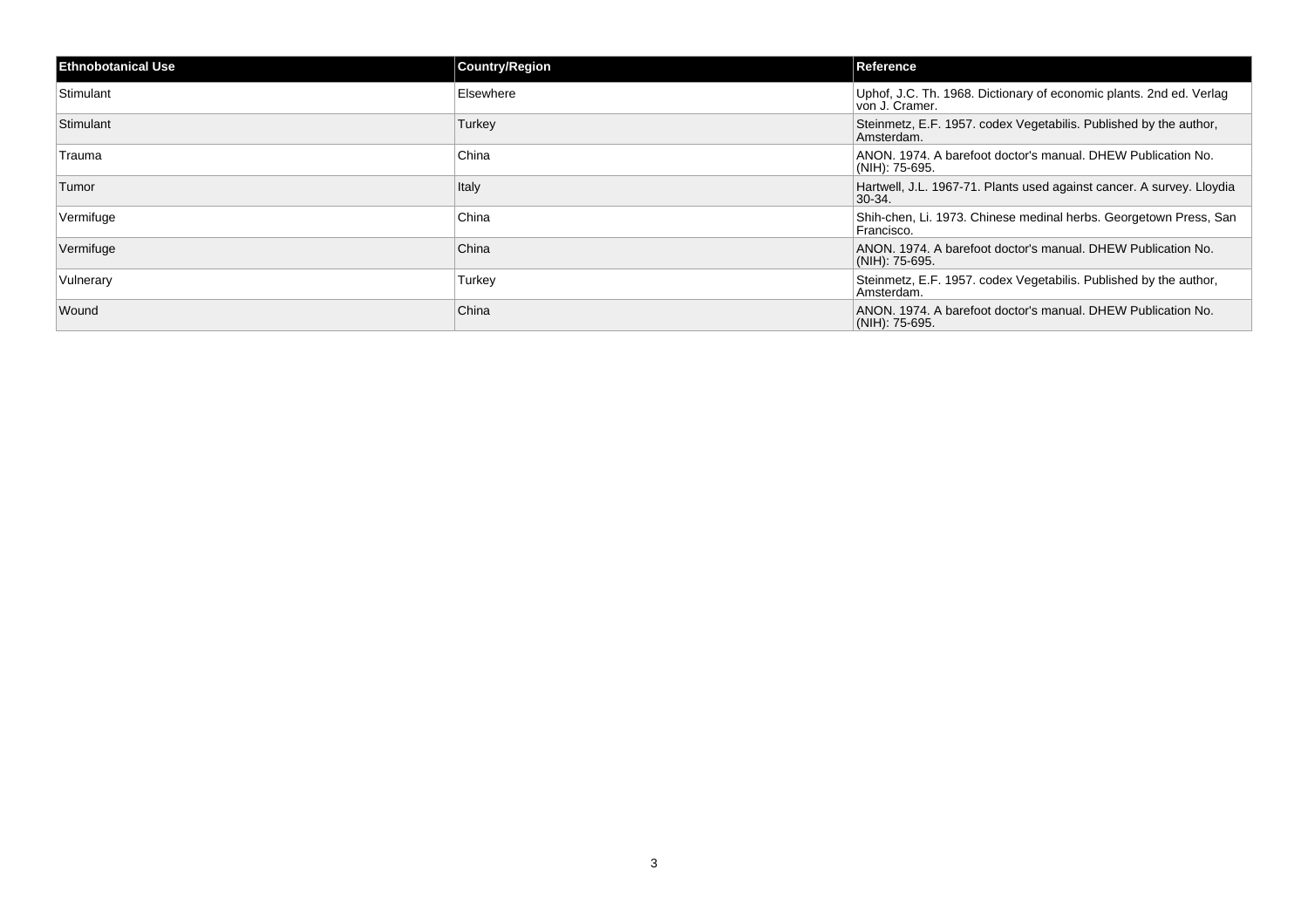| Ethnobotanical Use | Country/Region | Reference |
| --- | --- | --- |
| Stimulant | Elsewhere | Uphof, J.C. Th. 1968. Dictionary of economic plants. 2nd ed. Verlag von J. Cramer. |
| Stimulant | Turkey | Steinmetz, E.F. 1957. codex Vegetabilis. Published by the author, Amsterdam. |
| Trauma | China | ANON. 1974. A barefoot doctor's manual. DHEW Publication No. (NIH): 75-695. |
| Tumor | Italy | Hartwell, J.L. 1967-71. Plants used against cancer. A survey. Lloydia 30-34. |
| Vermifuge | China | Shih-chen, Li. 1973. Chinese medinal herbs. Georgetown Press, San Francisco. |
| Vermifuge | China | ANON. 1974. A barefoot doctor's manual. DHEW Publication No. (NIH): 75-695. |
| Vulnerary | Turkey | Steinmetz, E.F. 1957. codex Vegetabilis. Published by the author, Amsterdam. |
| Wound | China | ANON. 1974. A barefoot doctor's manual. DHEW Publication No. (NIH): 75-695. |